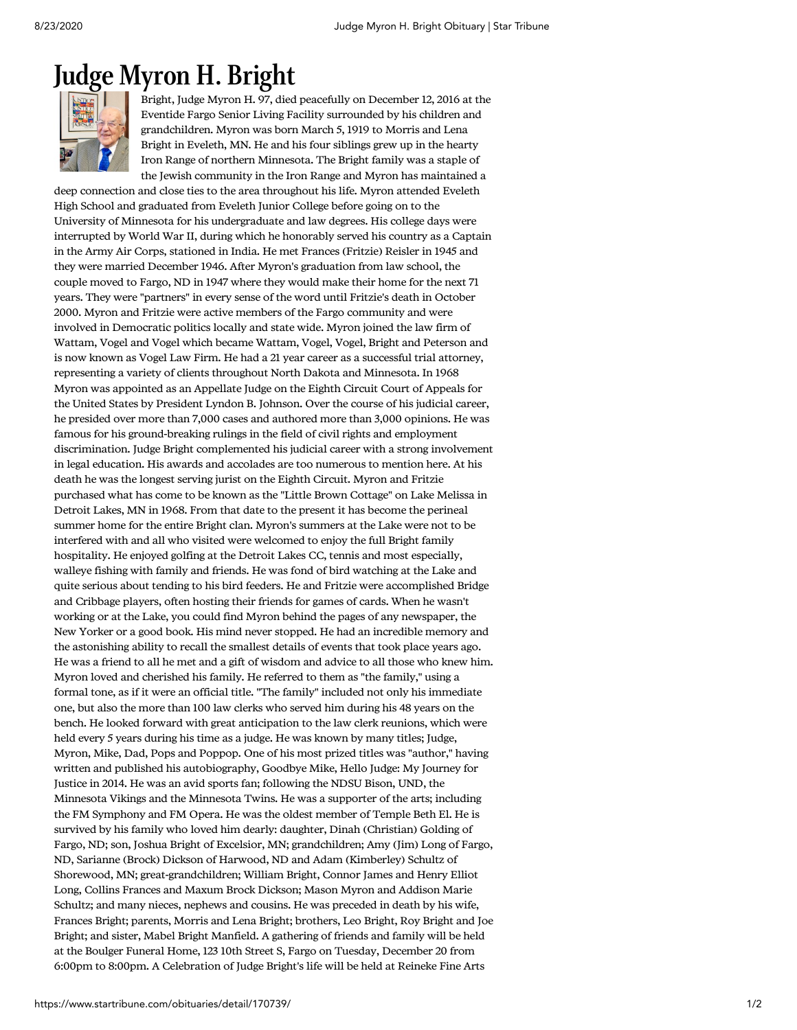# Judge Myron H. Bright

Bright, Judge Myron H. 97, died peacefully on December 12, 2016 at the Eventide Fargo Senior Living Facility surrounded by his children and grandchildren. Myron was born March 5, 1919 to Morris and Lena Bright in Eveleth, MN. He and his four siblings grew up in the hearty Iron Range of northern Minnesota. The Bright family was a staple of the Jewish community in the Iron Range and Myron has maintained a deep connection and close ties to the area throughout his life. Myron attended Eveleth High School and graduated from Eveleth Junior College before going on to the University of Minnesota for his undergraduate and law degrees. His college days were interrupted by World War II, during which he honorably served his country as a Captain in the Army Air Corps, stationed in India. He met Frances (Fritzie) Reisler in 1945 and they were married December 1946. After Myron's graduation from law school, the couple moved to Fargo, ND in 1947 where they would make their home for the next 71 years. They were "partners" in every sense of the word until Fritzie's death in October 2000. Myron and Fritzie were active members of the Fargo community and were involved in Democratic politics locally and state wide. Myron joined the law firm of Wattam, Vogel and Vogel which became Wattam, Vogel, Vogel, Bright and Peterson and is now known as Vogel Law Firm. He had a 21 year career as a successful trial attorney, representing a variety of clients throughout North Dakota and Minnesota. In 1968 Myron was appointed as an Appellate Judge on the Eighth Circuit Court of Appeals for the United States by President Lyndon B. Johnson. Over the course of his judicial career, he presided over more than 7,000 cases and authored more than 3,000 opinions. He was famous for his ground-breaking rulings in the field of civil rights and employment discrimination. Judge Bright complemented his judicial career with a strong involvement in legal education. His awards and accolades are too numerous to mention here. At his death he was the longest serving jurist on the Eighth Circuit. Myron and Fritzie purchased what has come to be known as the "Little Brown Cottage" on Lake Melissa in Detroit Lakes, MN in 1968. From that date to the present it has become the perineal summer home for the entire Bright clan. Myron's summers at the Lake were not to be interfered with and all who visited were welcomed to enjoy the full Bright family hospitality. He enjoyed golfing at the Detroit Lakes CC, tennis and most especially, walleye fishing with family and friends. He was fond of bird watching at the Lake and quite serious about tending to his bird feeders. He and Fritzie were accomplished Bridge and Cribbage players, often hosting their friends for games of cards. When he wasn't working or at the Lake, you could find Myron behind the pages of any newspaper, the New Yorker or a good book. His mind never stopped. He had an incredible memory and the astonishing ability to recall the smallest details of events that took place years ago. He was a friend to all he met and a gift of wisdom and advice to all those who knew him. Myron loved and cherished his family. He referred to them as "the family," using a formal tone, as if it were an official title. "The family" included not only his immediate one, but also the more than 100 law clerks who served him during his 48 years on the bench. He looked forward with great anticipation to the law clerk reunions, which were held every 5 years during his time as a judge. He was known by many titles; Judge, Myron, Mike, Dad, Pops and Poppop. One of his most prized titles was "author," having written and published his autobiography, Goodbye Mike, Hello Judge: My Journey for Justice in 2014. He was an avid sports fan; following the NDSU Bison, UND, the Minnesota Vikings and the Minnesota Twins. He was a supporter of the arts; including the FM Symphony and FM Opera. He was the oldest member of Temple Beth El. He is survived by his family who loved him dearly: daughter, Dinah (Christian) Golding of Fargo, ND; son, Joshua Bright of Excelsior, MN; grandchildren; Amy (Jim) Long of Fargo, ND, Sarianne (Brock) Dickson of Harwood, ND and Adam (Kimberley) Schultz of Shorewood, MN; great-grandchildren; William Bright, Connor James and Henry Elliot Long, Collins Frances and Maxum Brock Dickson; Mason Myron and Addison Marie Schultz; and many nieces, nephews and cousins. He was preceded in death by his wife, Frances Bright; parents, Morris and Lena Bright; brothers, Leo Bright, Roy Bright and Joe Bright; and sister, Mabel Bright Manfield. A gathering of friends and family will be held at the Boulger Funeral Home, 123 10th Street S, Fargo on Tuesday, December 20 from 6:00pm to 8:00pm. A Celebration of Judge Bright's life will be held at Reineke Fine Arts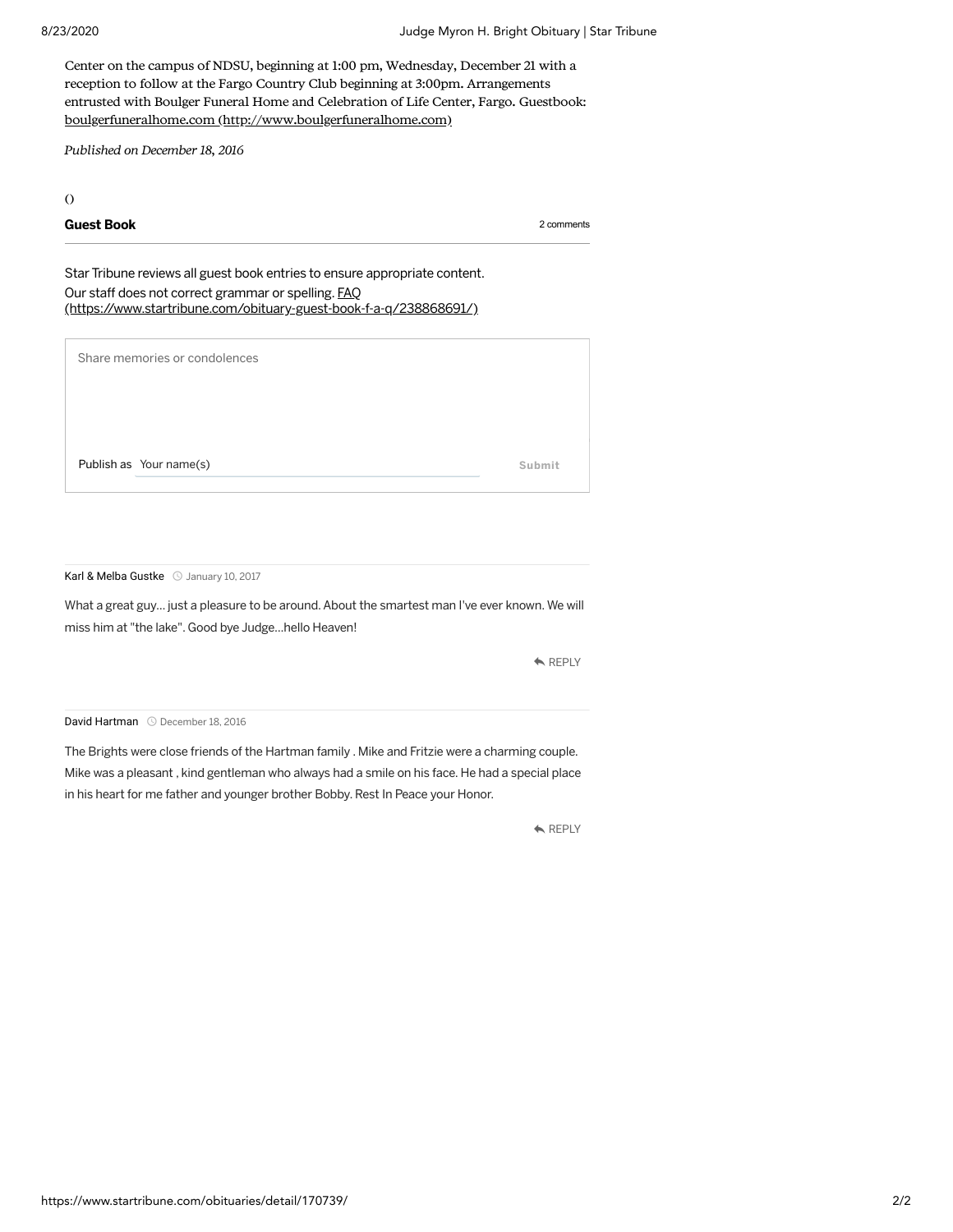Center on the campus of NDSU, beginning at 1:00 pm, Wednesday, December 21 with a reception to follow at the Fargo Country Club beginning at 3:00pm. Arrangements entrusted with Boulger Funeral Home and Celebration of Life Center, Fargo. Guestbook: boulgerfuneralhome.com (http://www.boulgerfuneralhome.com)

*Published on December 18, 2016*

()

**Guest Book** 2 comments

Star Tribune reviews all guest book entries to ensure appropriate content. Our staff does not correct grammar or spelling. FAQ (https://www.startribune.com/obituary-guest-book-f-a-q/238868691/)

Share memories or condolences

Publish as Your name(s) Submit

Karl & Melba Gustke January 10, 2017

What a great guy… just a pleasure to be around. About the smartest man I've ever known. We will miss him at "the lake". Good bye Judge…hello Heaven!

REPLY

David Hartman December 18, 2016

The Brights were close friends of the Hartman family . Mike and Fritzie were a charming couple. Mike was a pleasant , kind gentleman who always had a smile on his face. He had a special place in his heart for me father and younger brother Bobby. Rest In Peace your Honor.

REPLY